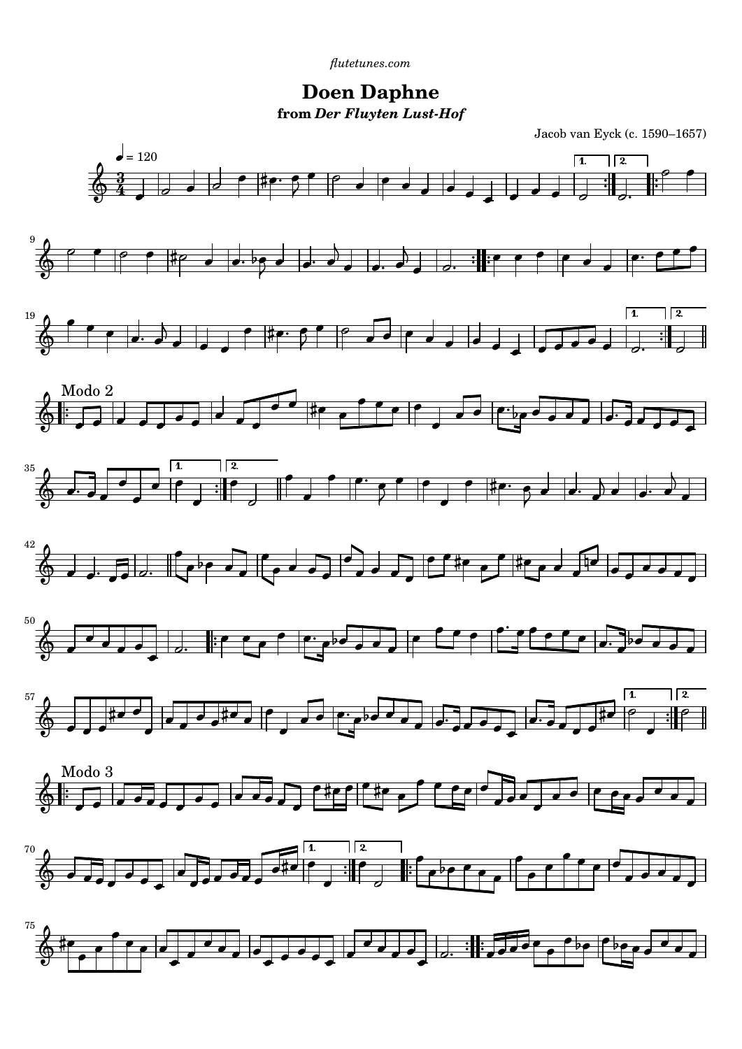flutetunes.com

# Doen Daphne

## from *Der Fluyten Lust-Hof*

Jacob van Eyck (c. 1590–1657)

♩ = 120

Modo 2

Modo 3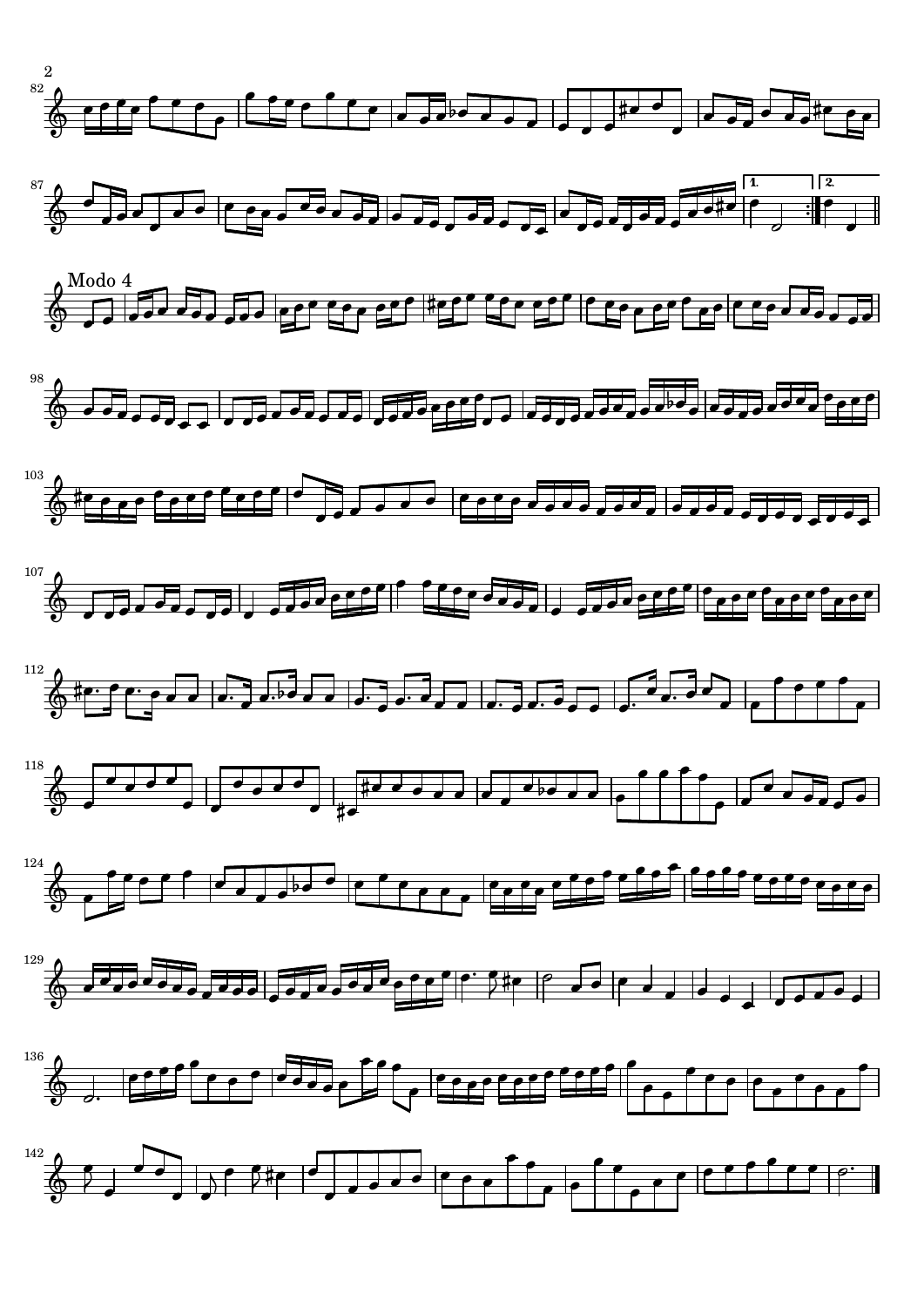Modo 4